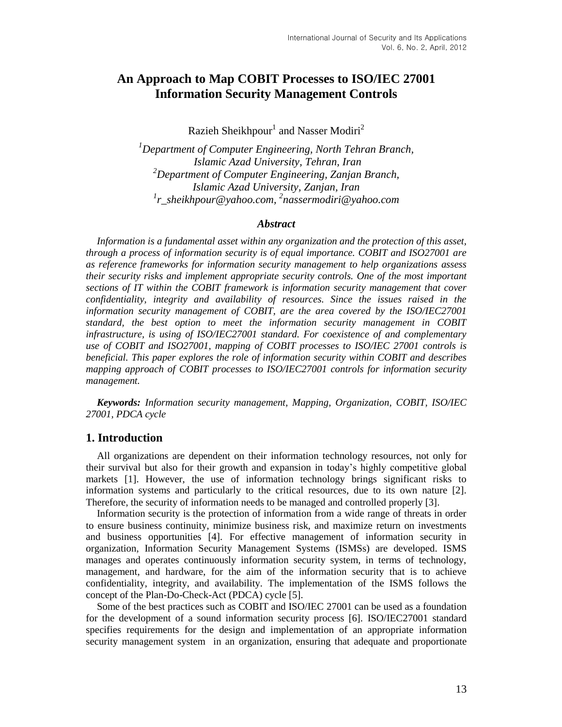# An Approach to Map COBIT Processes to ISO/IEC 27001 Information Security Management Controls

Razieh Sheikhpour[1] and Nasser Modiri[2]

*[1]Department of Computer Engineering, North Tehran Branch, Islamic Azad University, Tehran, Iran*
*[2]Department of Computer Engineering, Zanjan Branch, Islamic Azad University, Zanjan, Iran*
*[1]r_sheikhpour@yahoo.com, [2]nassermodiri@yahoo.com*

### *Abstract*

*Information is a fundamental asset within any organization and the protection of this asset, through a process of information security is of equal importance. COBIT and ISO27001 are as reference frameworks for information security management to help organizations assess their security risks and implement appropriate security controls. One of the most important sections of IT within the COBIT framework is information security management that cover confidentiality, integrity and availability of resources. Since the issues raised in the information security management of COBIT, are the area covered by the ISO/IEC27001 standard, the best option to meet the information security management in COBIT infrastructure, is using of ISO/IEC27001 standard. For coexistence of and complementary use of COBIT and ISO27001, mapping of COBIT processes to ISO/IEC 27001 controls is beneficial. This paper explores the role of information security within COBIT and describes mapping approach of COBIT processes to ISO/IEC27001 controls for information security management.*

***Keywords:*** *Information security management, Mapping, Organization, COBIT, ISO/IEC 27001, PDCA cycle*

## 1. Introduction

All organizations are dependent on their information technology resources, not only for their survival but also for their growth and expansion in today's highly competitive global markets [1]. However, the use of information technology brings significant risks to information systems and particularly to the critical resources, due to its own nature [2]. Therefore, the security of information needs to be managed and controlled properly [3].

Information security is the protection of information from a wide range of threats in order to ensure business continuity, minimize business risk, and maximize return on investments and business opportunities [4]. For effective management of information security in organization, Information Security Management Systems (ISMSs) are developed. ISMS manages and operates continuously information security system, in terms of technology, management, and hardware, for the aim of the information security that is to achieve confidentiality, integrity, and availability. The implementation of the ISMS follows the concept of the Plan-Do-Check-Act (PDCA) cycle [5].

Some of the best practices such as COBIT and ISO/IEC 27001 can be used as a foundation for the development of a sound information security process [6]. ISO/IEC27001 standard specifies requirements for the design and implementation of an appropriate information security management system in an organization, ensuring that adequate and proportionate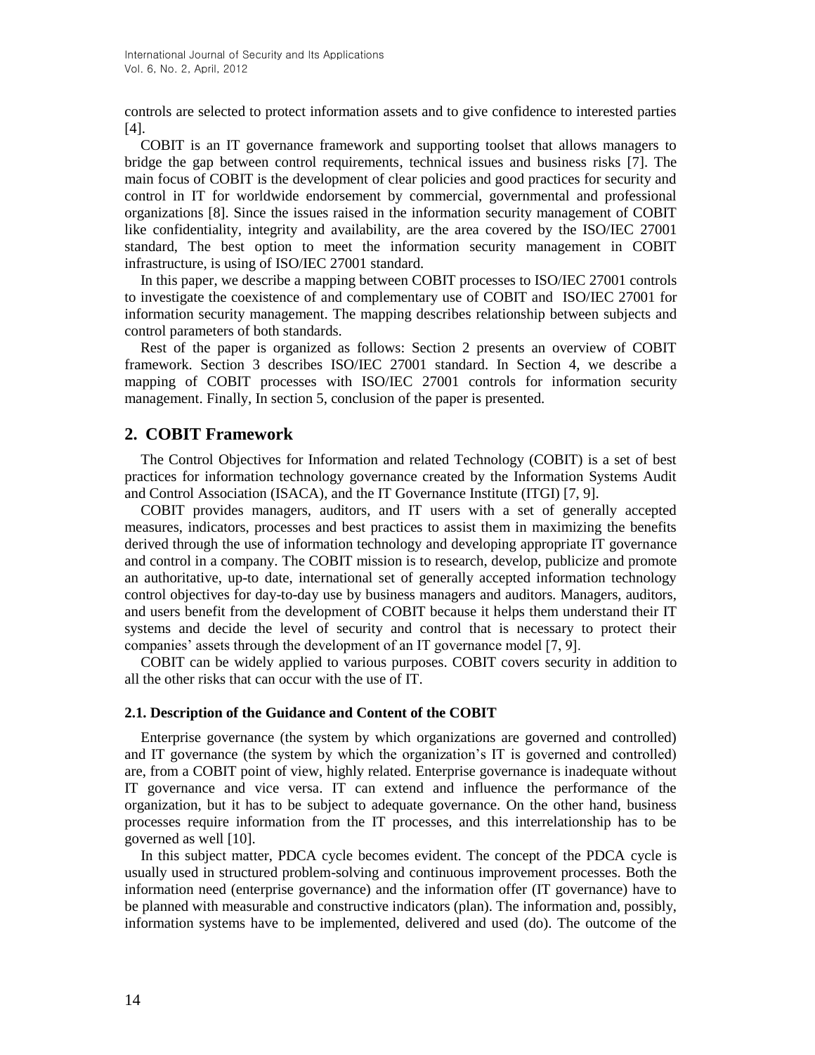controls are selected to protect information assets and to give confidence to interested parties [4].

COBIT is an IT governance framework and supporting toolset that allows managers to bridge the gap between control requirements, technical issues and business risks [7]. The main focus of COBIT is the development of clear policies and good practices for security and control in IT for worldwide endorsement by commercial, governmental and professional organizations [8]. Since the issues raised in the information security management of COBIT like confidentiality, integrity and availability, are the area covered by the ISO/IEC 27001 standard, The best option to meet the information security management in COBIT infrastructure, is using of ISO/IEC 27001 standard.

In this paper, we describe a mapping between COBIT processes to ISO/IEC 27001 controls to investigate the coexistence of and complementary use of COBIT and ISO/IEC 27001 for information security management. The mapping describes relationship between subjects and control parameters of both standards.

Rest of the paper is organized as follows: Section 2 presents an overview of COBIT framework. Section 3 describes ISO/IEC 27001 standard. In Section 4, we describe a mapping of COBIT processes with ISO/IEC 27001 controls for information security management. Finally, In section 5, conclusion of the paper is presented.

## 2. COBIT Framework

The Control Objectives for Information and related Technology (COBIT) is a set of best practices for information technology governance created by the Information Systems Audit and Control Association (ISACA), and the IT Governance Institute (ITGI) [7, 9].

COBIT provides managers, auditors, and IT users with a set of generally accepted measures, indicators, processes and best practices to assist them in maximizing the benefits derived through the use of information technology and developing appropriate IT governance and control in a company. The COBIT mission is to research, develop, publicize and promote an authoritative, up-to date, international set of generally accepted information technology control objectives for day-to-day use by business managers and auditors. Managers, auditors, and users benefit from the development of COBIT because it helps them understand their IT systems and decide the level of security and control that is necessary to protect their companies' assets through the development of an IT governance model [7, 9].

COBIT can be widely applied to various purposes. COBIT covers security in addition to all the other risks that can occur with the use of IT.

### 2.1. Description of the Guidance and Content of the COBIT

Enterprise governance (the system by which organizations are governed and controlled) and IT governance (the system by which the organization's IT is governed and controlled) are, from a COBIT point of view, highly related. Enterprise governance is inadequate without IT governance and vice versa. IT can extend and influence the performance of the organization, but it has to be subject to adequate governance. On the other hand, business processes require information from the IT processes, and this interrelationship has to be governed as well [10].

In this subject matter, PDCA cycle becomes evident. The concept of the PDCA cycle is usually used in structured problem-solving and continuous improvement processes. Both the information need (enterprise governance) and the information offer (IT governance) have to be planned with measurable and constructive indicators (plan). The information and, possibly, information systems have to be implemented, delivered and used (do). The outcome of the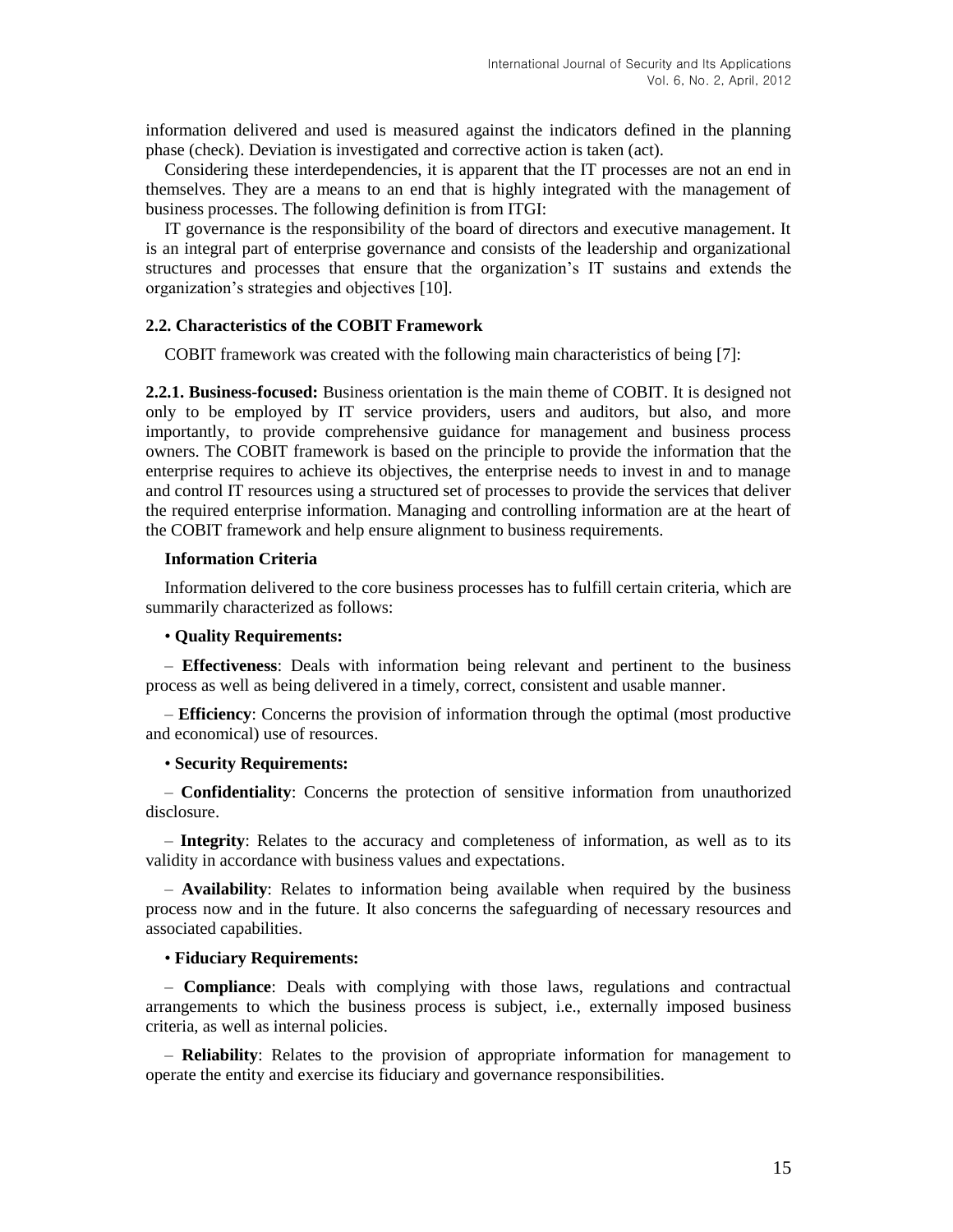information delivered and used is measured against the indicators defined in the planning phase (check). Deviation is investigated and corrective action is taken (act).

Considering these interdependencies, it is apparent that the IT processes are not an end in themselves. They are a means to an end that is highly integrated with the management of business processes. The following definition is from ITGI:

IT governance is the responsibility of the board of directors and executive management. It is an integral part of enterprise governance and consists of the leadership and organizational structures and processes that ensure that the organization's IT sustains and extends the organization's strategies and objectives [10].

### 2.2. Characteristics of the COBIT Framework

COBIT framework was created with the following main characteristics of being [7]:

**2.2.1. Business-focused:** Business orientation is the main theme of COBIT. It is designed not only to be employed by IT service providers, users and auditors, but also, and more importantly, to provide comprehensive guidance for management and business process owners. The COBIT framework is based on the principle to provide the information that the enterprise requires to achieve its objectives, the enterprise needs to invest in and to manage and control IT resources using a structured set of processes to provide the services that deliver the required enterprise information. Managing and controlling information are at the heart of the COBIT framework and help ensure alignment to business requirements.

**Information Criteria**

Information delivered to the core business processes has to fulfill certain criteria, which are summarily characterized as follows:

• **Quality Requirements:**

– **Effectiveness**: Deals with information being relevant and pertinent to the business process as well as being delivered in a timely, correct, consistent and usable manner.

– **Efficiency**: Concerns the provision of information through the optimal (most productive and economical) use of resources.

• **Security Requirements:**

– **Confidentiality**: Concerns the protection of sensitive information from unauthorized disclosure.

– **Integrity**: Relates to the accuracy and completeness of information, as well as to its validity in accordance with business values and expectations.

– **Availability**: Relates to information being available when required by the business process now and in the future. It also concerns the safeguarding of necessary resources and associated capabilities.

• **Fiduciary Requirements:**

– **Compliance**: Deals with complying with those laws, regulations and contractual arrangements to which the business process is subject, i.e., externally imposed business criteria, as well as internal policies.

– **Reliability**: Relates to the provision of appropriate information for management to operate the entity and exercise its fiduciary and governance responsibilities.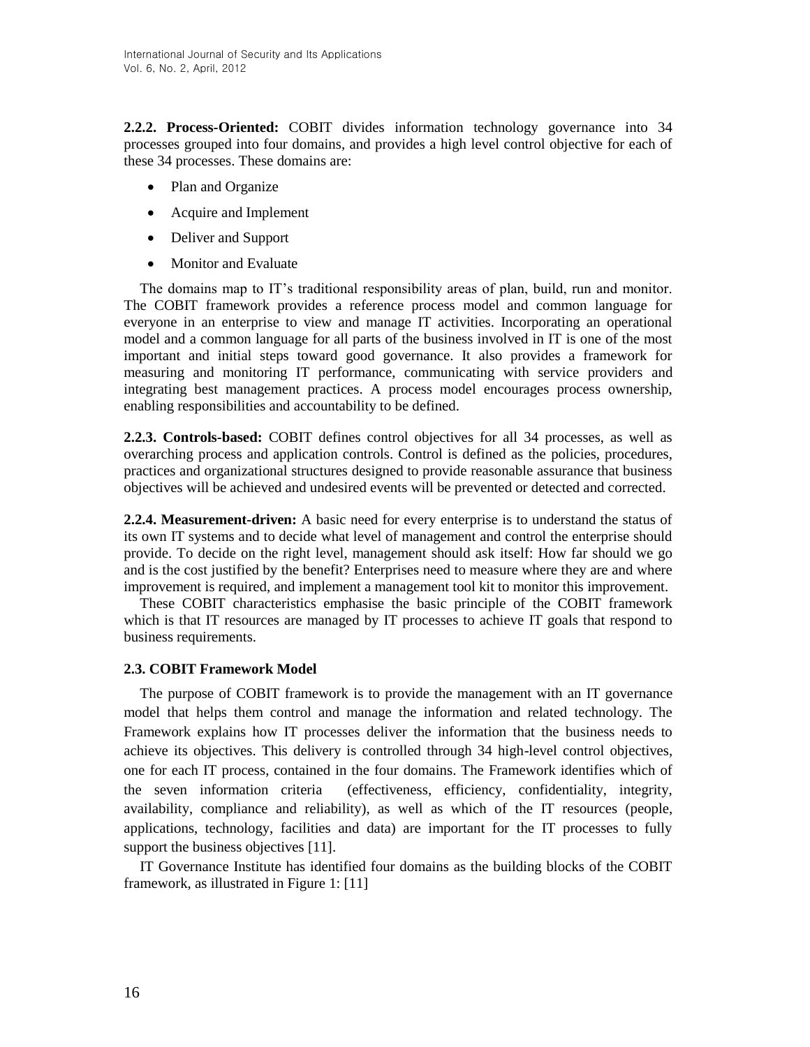**2.2.2. Process-Oriented:** COBIT divides information technology governance into 34 processes grouped into four domains, and provides a high level control objective for each of these 34 processes. These domains are:

- Plan and Organize
- Acquire and Implement
- Deliver and Support
- Monitor and Evaluate

The domains map to IT's traditional responsibility areas of plan, build, run and monitor. The COBIT framework provides a reference process model and common language for everyone in an enterprise to view and manage IT activities. Incorporating an operational model and a common language for all parts of the business involved in IT is one of the most important and initial steps toward good governance. It also provides a framework for measuring and monitoring IT performance, communicating with service providers and integrating best management practices. A process model encourages process ownership, enabling responsibilities and accountability to be defined.

**2.2.3. Controls-based:** COBIT defines control objectives for all 34 processes, as well as overarching process and application controls. Control is defined as the policies, procedures, practices and organizational structures designed to provide reasonable assurance that business objectives will be achieved and undesired events will be prevented or detected and corrected.

**2.2.4. Measurement-driven:** A basic need for every enterprise is to understand the status of its own IT systems and to decide what level of management and control the enterprise should provide. To decide on the right level, management should ask itself: How far should we go and is the cost justified by the benefit? Enterprises need to measure where they are and where improvement is required, and implement a management tool kit to monitor this improvement.

These COBIT characteristics emphasise the basic principle of the COBIT framework which is that IT resources are managed by IT processes to achieve IT goals that respond to business requirements.

### 2.3. COBIT Framework Model

The purpose of COBIT framework is to provide the management with an IT governance model that helps them control and manage the information and related technology. The Framework explains how IT processes deliver the information that the business needs to achieve its objectives. This delivery is controlled through 34 high-level control objectives, one for each IT process, contained in the four domains. The Framework identifies which of the seven information criteria (effectiveness, efficiency, confidentiality, integrity, availability, compliance and reliability), as well as which of the IT resources (people, applications, technology, facilities and data) are important for the IT processes to fully support the business objectives [11].

IT Governance Institute has identified four domains as the building blocks of the COBIT framework, as illustrated in Figure 1: [11]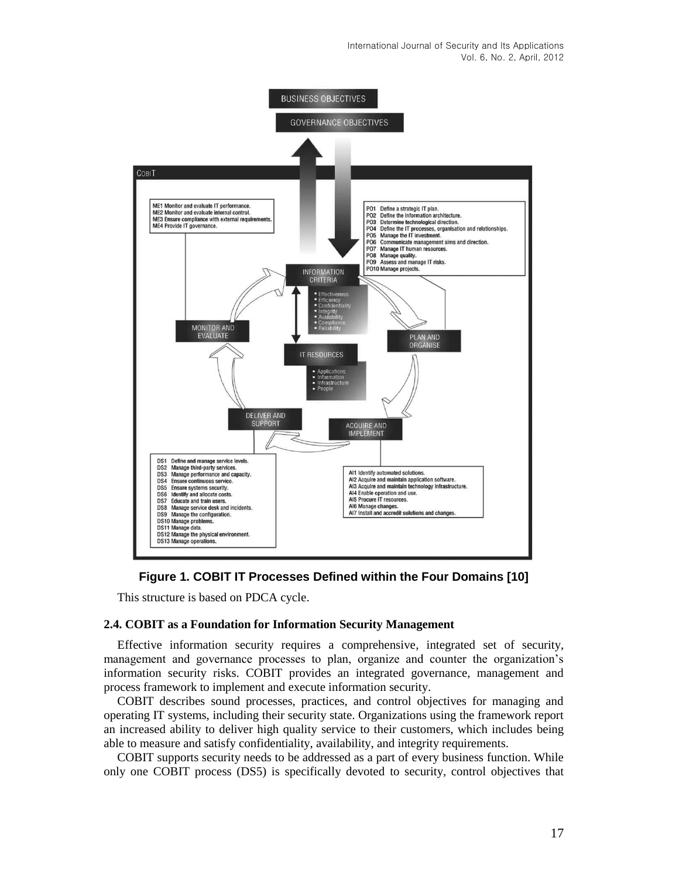**Figure 1. COBIT IT Processes Defined within the Four Domains [10]**

This structure is based on PDCA cycle.

### 2.4. COBIT as a Foundation for Information Security Management

Effective information security requires a comprehensive, integrated set of security, management and governance processes to plan, organize and counter the organization's information security risks. COBIT provides an integrated governance, management and process framework to implement and execute information security.

COBIT describes sound processes, practices, and control objectives for managing and operating IT systems, including their security state. Organizations using the framework report an increased ability to deliver high quality service to their customers, which includes being able to measure and satisfy confidentiality, availability, and integrity requirements.

COBIT supports security needs to be addressed as a part of every business function. While only one COBIT process (DS5) is specifically devoted to security, control objectives that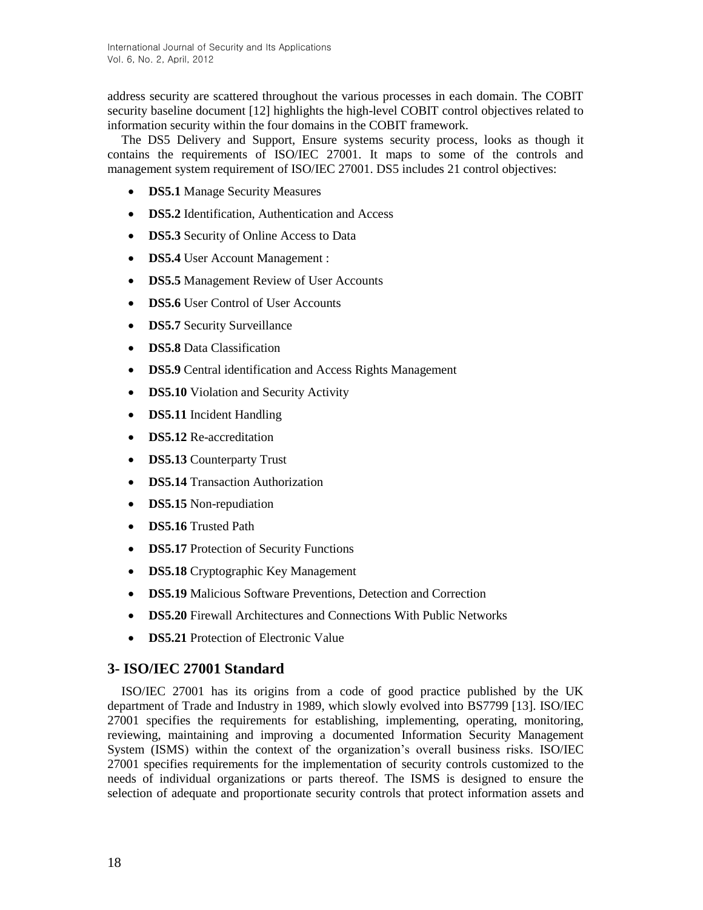address security are scattered throughout the various processes in each domain. The COBIT security baseline document [12] highlights the high-level COBIT control objectives related to information security within the four domains in the COBIT framework.

The DS5 Delivery and Support, Ensure systems security process, looks as though it contains the requirements of ISO/IEC 27001. It maps to some of the controls and management system requirement of ISO/IEC 27001. DS5 includes 21 control objectives:

- **DS5.1** Manage Security Measures
- **DS5.2** Identification, Authentication and Access
- **DS5.3** Security of Online Access to Data
- **DS5.4** User Account Management :
- **DS5.5** Management Review of User Accounts
- **DS5.6** User Control of User Accounts
- **DS5.7** Security Surveillance
- **DS5.8** Data Classification
- **DS5.9** Central identification and Access Rights Management
- **DS5.10** Violation and Security Activity
- **DS5.11** Incident Handling
- **DS5.12** Re-accreditation
- **DS5.13** Counterparty Trust
- **DS5.14** Transaction Authorization
- **DS5.15** Non-repudiation
- **DS5.16** Trusted Path
- **DS5.17** Protection of Security Functions
- **DS5.18** Cryptographic Key Management
- **DS5.19** Malicious Software Preventions, Detection and Correction
- **DS5.20** Firewall Architectures and Connections With Public Networks
- **DS5.21** Protection of Electronic Value

## 3- ISO/IEC 27001 Standard

ISO/IEC 27001 has its origins from a code of good practice published by the UK department of Trade and Industry in 1989, which slowly evolved into BS7799 [13]. ISO/IEC 27001 specifies the requirements for establishing, implementing, operating, monitoring, reviewing, maintaining and improving a documented Information Security Management System (ISMS) within the context of the organization's overall business risks. ISO/IEC 27001 specifies requirements for the implementation of security controls customized to the needs of individual organizations or parts thereof. The ISMS is designed to ensure the selection of adequate and proportionate security controls that protect information assets and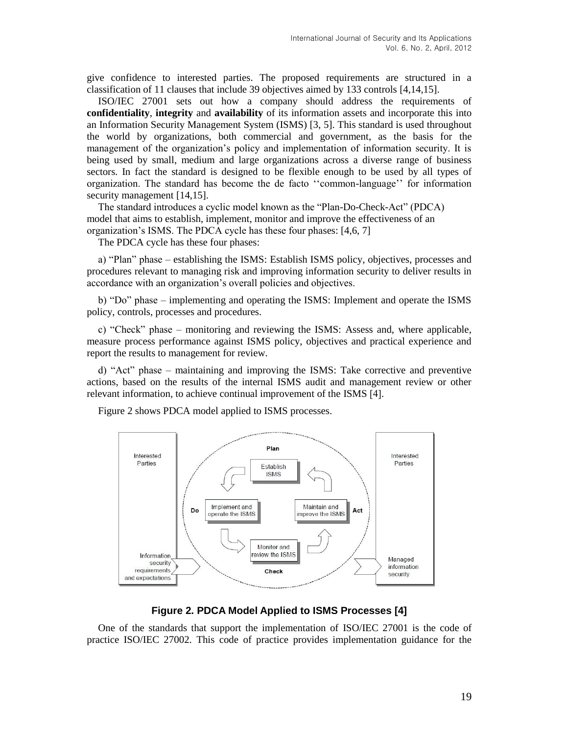give confidence to interested parties. The proposed requirements are structured in a classification of 11 clauses that include 39 objectives aimed by 133 controls [4,14,15].

ISO/IEC 27001 sets out how a company should address the requirements of **confidentiality**, **integrity** and **availability** of its information assets and incorporate this into an Information Security Management System (ISMS) [3, 5]. This standard is used throughout the world by organizations, both commercial and government, as the basis for the management of the organization's policy and implementation of information security. It is being used by small, medium and large organizations across a diverse range of business sectors. In fact the standard is designed to be flexible enough to be used by all types of organization. The standard has become the de facto ''common-language'' for information security management [14,15].

The standard introduces a cyclic model known as the "Plan-Do-Check-Act" (PDCA) model that aims to establish, implement, monitor and improve the effectiveness of an organization's ISMS. The PDCA cycle has these four phases: [4,6, 7]

The PDCA cycle has these four phases:

a) "Plan" phase – establishing the ISMS: Establish ISMS policy, objectives, processes and procedures relevant to managing risk and improving information security to deliver results in accordance with an organization's overall policies and objectives.

b) "Do" phase – implementing and operating the ISMS: Implement and operate the ISMS policy, controls, processes and procedures.

c) "Check" phase – monitoring and reviewing the ISMS: Assess and, where applicable, measure process performance against ISMS policy, objectives and practical experience and report the results to management for review.

d) "Act" phase – maintaining and improving the ISMS: Take corrective and preventive actions, based on the results of the internal ISMS audit and management review or other relevant information, to achieve continual improvement of the ISMS [4].

Figure 2 shows PDCA model applied to ISMS processes.

Interested Parties

Information security requirements and expectations

Plan

Establish ISMS

Do

Implement and operate the ISMS

Maintain and improve the ISMS

Act

Monitor and review the ISMS

Check

Interested Parties

Managed information security

**Figure 2. PDCA Model Applied to ISMS Processes [4]**

One of the standards that support the implementation of ISO/IEC 27001 is the code of practice ISO/IEC 27002. This code of practice provides implementation guidance for the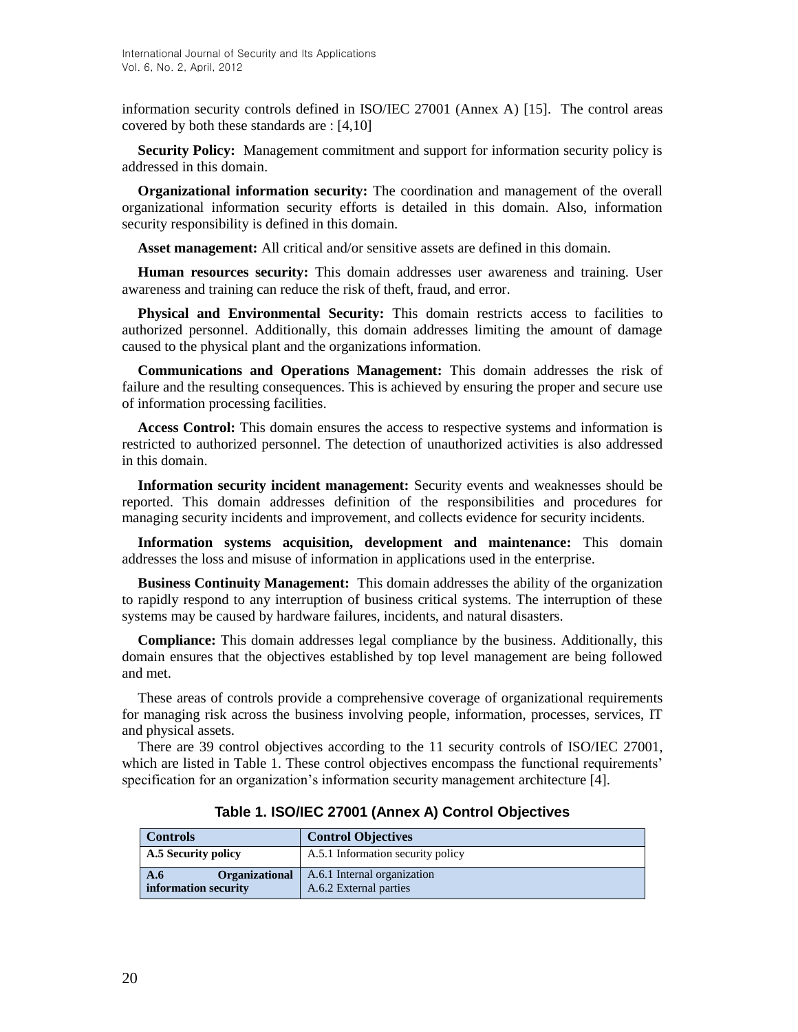information security controls defined in ISO/IEC 27001 (Annex A) [15]. The control areas covered by both these standards are : [4,10]

**Security Policy:** Management commitment and support for information security policy is addressed in this domain.

**Organizational information security:** The coordination and management of the overall organizational information security efforts is detailed in this domain. Also, information security responsibility is defined in this domain.

**Asset management:** All critical and/or sensitive assets are defined in this domain.

**Human resources security:** This domain addresses user awareness and training. User awareness and training can reduce the risk of theft, fraud, and error.

**Physical and Environmental Security:** This domain restricts access to facilities to authorized personnel. Additionally, this domain addresses limiting the amount of damage caused to the physical plant and the organizations information.

**Communications and Operations Management:** This domain addresses the risk of failure and the resulting consequences. This is achieved by ensuring the proper and secure use of information processing facilities.

**Access Control:** This domain ensures the access to respective systems and information is restricted to authorized personnel. The detection of unauthorized activities is also addressed in this domain.

**Information security incident management:** Security events and weaknesses should be reported. This domain addresses definition of the responsibilities and procedures for managing security incidents and improvement, and collects evidence for security incidents.

**Information systems acquisition, development and maintenance:** This domain addresses the loss and misuse of information in applications used in the enterprise.

**Business Continuity Management:** This domain addresses the ability of the organization to rapidly respond to any interruption of business critical systems. The interruption of these systems may be caused by hardware failures, incidents, and natural disasters.

**Compliance:** This domain addresses legal compliance by the business. Additionally, this domain ensures that the objectives established by top level management are being followed and met.

These areas of controls provide a comprehensive coverage of organizational requirements for managing risk across the business involving people, information, processes, services, IT and physical assets.

There are 39 control objectives according to the 11 security controls of ISO/IEC 27001, which are listed in Table 1. These control objectives encompass the functional requirements' specification for an organization's information security management architecture [4].

**Table 1. ISO/IEC 27001 (Annex A) Control Objectives**

| Controls | Control Objectives |
|---|---|
| **A.5 Security policy** | A.5.1 Information security policy |
| **A.6 Organizational information security** | A.6.1 Internal organization<br>A.6.2 External parties |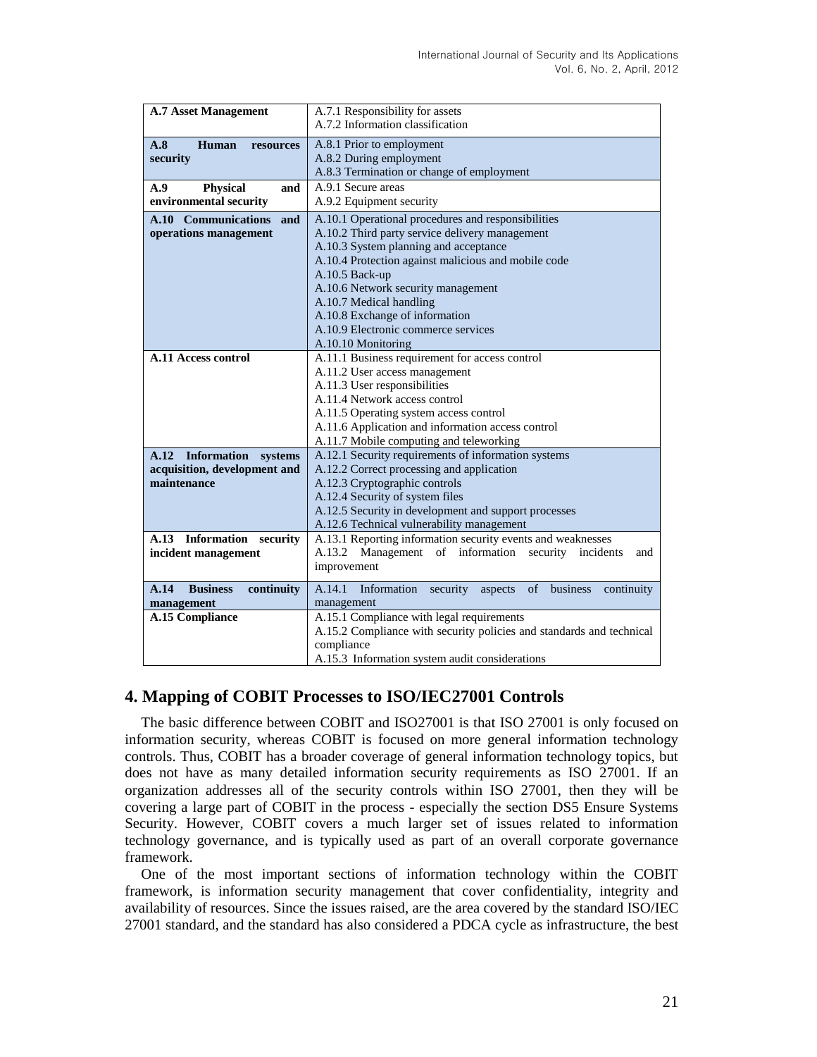| | |
|---|---|
| **A.7 Asset Management** | A.7.1 Responsibility for assets<br>A.7.2 Information classification |
| **A.8 Human resources security** | A.8.1 Prior to employment<br>A.8.2 During employment<br>A.8.3 Termination or change of employment |
| **A.9 Physical and environmental security** | A.9.1 Secure areas<br>A.9.2 Equipment security |
| **A.10 Communications and operations management** | A.10.1 Operational procedures and responsibilities<br>A.10.2 Third party service delivery management<br>A.10.3 System planning and acceptance<br>A.10.4 Protection against malicious and mobile code<br>A.10.5 Back-up<br>A.10.6 Network security management<br>A.10.7 Medical handling<br>A.10.8 Exchange of information<br>A.10.9 Electronic commerce services<br>A.10.10 Monitoring |
| **A.11 Access control** | A.11.1 Business requirement for access control<br>A.11.2 User access management<br>A.11.3 User responsibilities<br>A.11.4 Network access control<br>A.11.5 Operating system access control<br>A.11.6 Application and information access control<br>A.11.7 Mobile computing and teleworking |
| **A.12 Information systems acquisition, development and maintenance** | A.12.1 Security requirements of information systems<br>A.12.2 Correct processing and application<br>A.12.3 Cryptographic controls<br>A.12.4 Security of system files<br>A.12.5 Security in development and support processes<br>A.12.6 Technical vulnerability management |
| **A.13 Information security incident management** | A.13.1 Reporting information security events and weaknesses<br>A.13.2 Management of information security incidents and improvement |
| **A.14 Business continuity management** | A.14.1 Information security aspects of business continuity management |
| **A.15 Compliance** | A.15.1 Compliance with legal requirements<br>A.15.2 Compliance with security policies and standards and technical compliance<br>A.15.3 Information system audit considerations |

## 4. Mapping of COBIT Processes to ISO/IEC27001 Controls

The basic difference between COBIT and ISO27001 is that ISO 27001 is only focused on information security, whereas COBIT is focused on more general information technology controls. Thus, COBIT has a broader coverage of general information technology topics, but does not have as many detailed information security requirements as ISO 27001. If an organization addresses all of the security controls within ISO 27001, then they will be covering a large part of COBIT in the process - especially the section DS5 Ensure Systems Security. However, COBIT covers a much larger set of issues related to information technology governance, and is typically used as part of an overall corporate governance framework.

One of the most important sections of information technology within the COBIT framework, is information security management that cover confidentiality, integrity and availability of resources. Since the issues raised, are the area covered by the standard ISO/IEC 27001 standard, and the standard has also considered a PDCA cycle as infrastructure, the best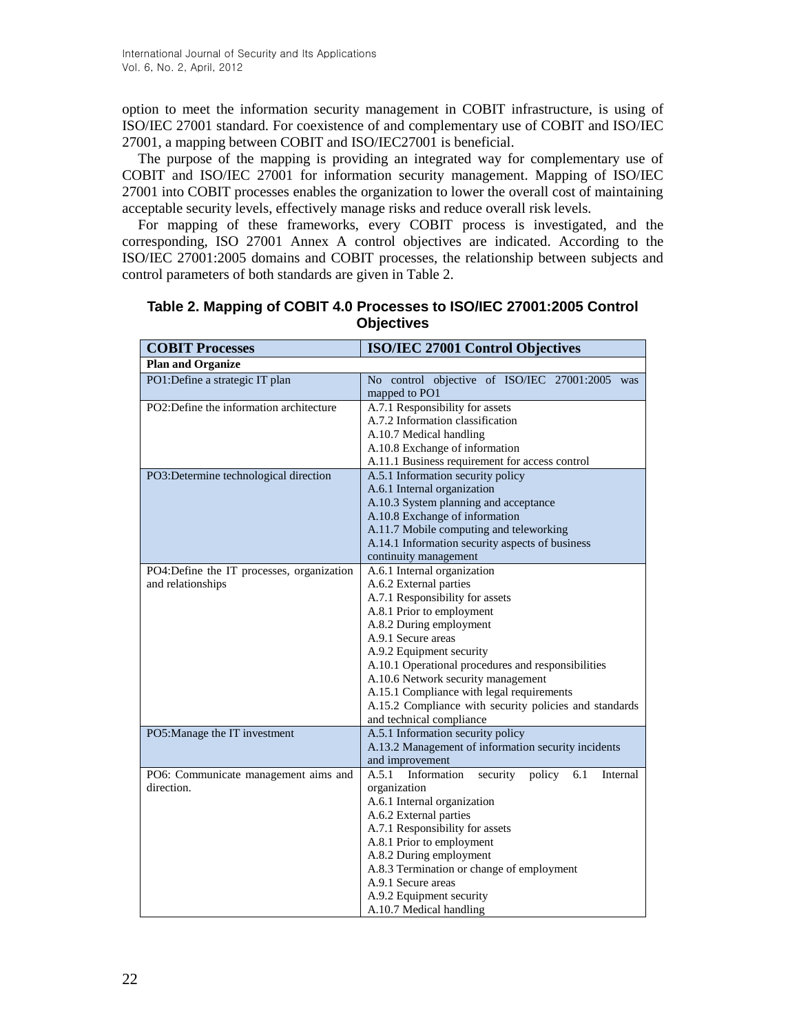option to meet the information security management in COBIT infrastructure, is using of ISO/IEC 27001 standard. For coexistence of and complementary use of COBIT and ISO/IEC 27001, a mapping between COBIT and ISO/IEC27001 is beneficial.

The purpose of the mapping is providing an integrated way for complementary use of COBIT and ISO/IEC 27001 for information security management. Mapping of ISO/IEC 27001 into COBIT processes enables the organization to lower the overall cost of maintaining acceptable security levels, effectively manage risks and reduce overall risk levels.

For mapping of these frameworks, every COBIT process is investigated, and the corresponding, ISO 27001 Annex A control objectives are indicated. According to the ISO/IEC 27001:2005 domains and COBIT processes, the relationship between subjects and control parameters of both standards are given in Table 2.

**Table 2. Mapping of COBIT 4.0 Processes to ISO/IEC 27001:2005 Control Objectives**

| COBIT Processes | ISO/IEC 27001 Control Objectives |
|---|---|
| **Plan and Organize** | |
| PO1:Define a strategic IT plan | No control objective of ISO/IEC 27001:2005 was mapped to PO1 |
| PO2:Define the information architecture | A.7.1 Responsibility for assets<br>A.7.2 Information classification<br>A.10.7 Medical handling<br>A.10.8 Exchange of information<br>A.11.1 Business requirement for access control |
| PO3:Determine technological direction | A.5.1 Information security policy<br>A.6.1 Internal organization<br>A.10.3 System planning and acceptance<br>A.10.8 Exchange of information<br>A.11.7 Mobile computing and teleworking<br>A.14.1 Information security aspects of business continuity management |
| PO4:Define the IT processes, organization and relationships | A.6.1 Internal organization<br>A.6.2 External parties<br>A.7.1 Responsibility for assets<br>A.8.1 Prior to employment<br>A.8.2 During employment<br>A.9.1 Secure areas<br>A.9.2 Equipment security<br>A.10.1 Operational procedures and responsibilities<br>A.10.6 Network security management<br>A.15.1 Compliance with legal requirements<br>A.15.2 Compliance with security policies and standards and technical compliance |
| PO5:Manage the IT investment | A.5.1 Information security policy<br>A.13.2 Management of information security incidents and improvement |
| PO6: Communicate management aims and direction. | A.5.1 Information security policy 6.1 Internal organization<br>A.6.1 Internal organization<br>A.6.2 External parties<br>A.7.1 Responsibility for assets<br>A.8.1 Prior to employment<br>A.8.2 During employment<br>A.8.3 Termination or change of employment<br>A.9.1 Secure areas<br>A.9.2 Equipment security<br>A.10.7 Medical handling |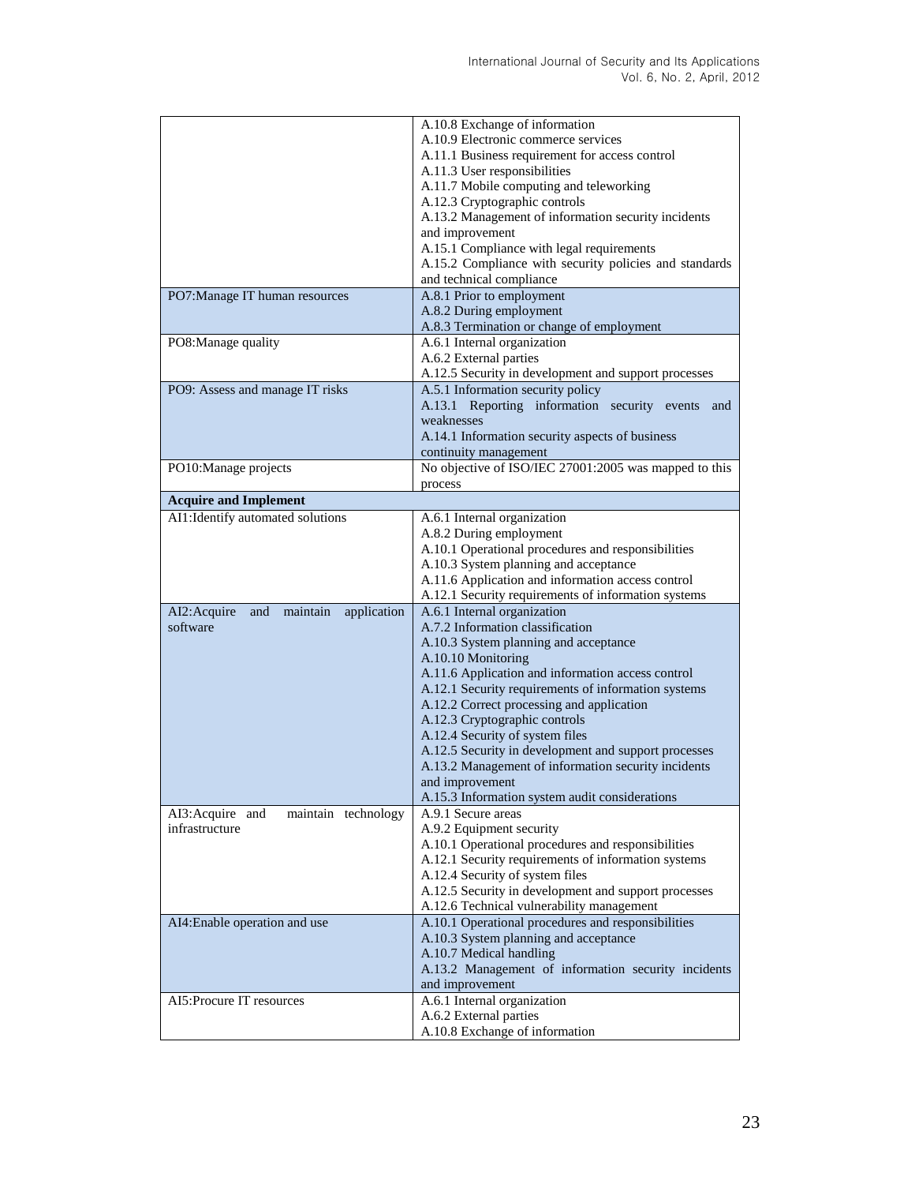| | |
|---|---|
| | A.10.8 Exchange of information<br>A.10.9 Electronic commerce services<br>A.11.1 Business requirement for access control<br>A.11.3 User responsibilities<br>A.11.7 Mobile computing and teleworking<br>A.12.3 Cryptographic controls<br>A.13.2 Management of information security incidents and improvement<br>A.15.1 Compliance with legal requirements<br>A.15.2 Compliance with security policies and standards and technical compliance |
| PO7:Manage IT human resources | A.8.1 Prior to employment<br>A.8.2 During employment<br>A.8.3 Termination or change of employment |
| PO8:Manage quality | A.6.1 Internal organization<br>A.6.2 External parties<br>A.12.5 Security in development and support processes |
| PO9: Assess and manage IT risks | A.5.1 Information security policy<br>A.13.1 Reporting information security events and weaknesses<br>A.14.1 Information security aspects of business continuity management |
| PO10:Manage projects | No objective of ISO/IEC 27001:2005 was mapped to this process |
| **Acquire and Implement** | |
| AI1:Identify automated solutions | A.6.1 Internal organization<br>A.8.2 During employment<br>A.10.1 Operational procedures and responsibilities<br>A.10.3 System planning and acceptance<br>A.11.6 Application and information access control<br>A.12.1 Security requirements of information systems |
| AI2:Acquire and maintain application software | A.6.1 Internal organization<br>A.7.2 Information classification<br>A.10.3 System planning and acceptance<br>A.10.10 Monitoring<br>A.11.6 Application and information access control<br>A.12.1 Security requirements of information systems<br>A.12.2 Correct processing and application<br>A.12.3 Cryptographic controls<br>A.12.4 Security of system files<br>A.12.5 Security in development and support processes<br>A.13.2 Management of information security incidents and improvement<br>A.15.3 Information system audit considerations |
| AI3:Acquire and maintain technology infrastructure | A.9.1 Secure areas<br>A.9.2 Equipment security<br>A.10.1 Operational procedures and responsibilities<br>A.12.1 Security requirements of information systems<br>A.12.4 Security of system files<br>A.12.5 Security in development and support processes<br>A.12.6 Technical vulnerability management |
| AI4:Enable operation and use | A.10.1 Operational procedures and responsibilities<br>A.10.3 System planning and acceptance<br>A.10.7 Medical handling<br>A.13.2 Management of information security incidents and improvement |
| AI5:Procure IT resources | A.6.1 Internal organization<br>A.6.2 External parties<br>A.10.8 Exchange of information |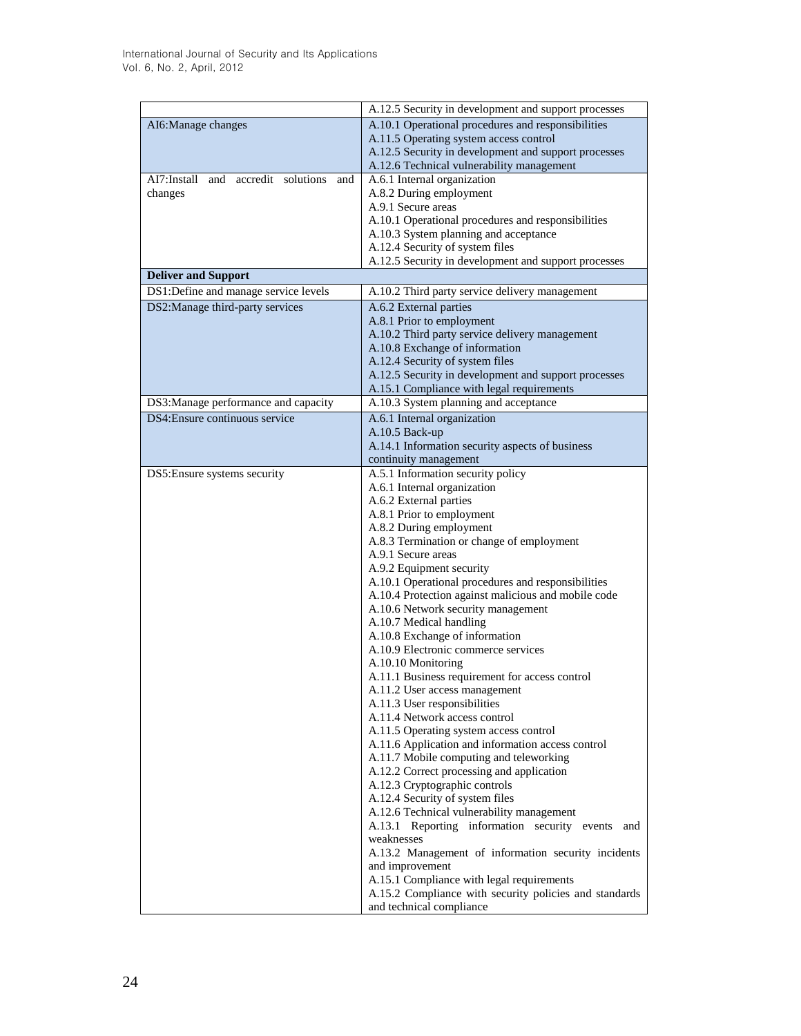| | |
|---|---|
| | A.12.5 Security in development and support processes |
| AI6:Manage changes | A.10.1 Operational procedures and responsibilities<br>A.11.5 Operating system access control<br>A.12.5 Security in development and support processes<br>A.12.6 Technical vulnerability management |
| AI7:Install and accredit solutions and changes | A.6.1 Internal organization<br>A.8.2 During employment<br>A.9.1 Secure areas<br>A.10.1 Operational procedures and responsibilities<br>A.10.3 System planning and acceptance<br>A.12.4 Security of system files<br>A.12.5 Security in development and support processes |
| **Deliver and Support** | |
| DS1:Define and manage service levels | A.10.2 Third party service delivery management |
| DS2:Manage third-party services | A.6.2 External parties<br>A.8.1 Prior to employment<br>A.10.2 Third party service delivery management<br>A.10.8 Exchange of information<br>A.12.4 Security of system files<br>A.12.5 Security in development and support processes<br>A.15.1 Compliance with legal requirements |
| DS3:Manage performance and capacity | A.10.3 System planning and acceptance |
| DS4:Ensure continuous service | A.6.1 Internal organization<br>A.10.5 Back-up<br>A.14.1 Information security aspects of business continuity management |
| DS5:Ensure systems security | A.5.1 Information security policy<br>A.6.1 Internal organization<br>A.6.2 External parties<br>A.8.1 Prior to employment<br>A.8.2 During employment<br>A.8.3 Termination or change of employment<br>A.9.1 Secure areas<br>A.9.2 Equipment security<br>A.10.1 Operational procedures and responsibilities<br>A.10.4 Protection against malicious and mobile code<br>A.10.6 Network security management<br>A.10.7 Medical handling<br>A.10.8 Exchange of information<br>A.10.9 Electronic commerce services<br>A.10.10 Monitoring<br>A.11.1 Business requirement for access control<br>A.11.2 User access management<br>A.11.3 User responsibilities<br>A.11.4 Network access control<br>A.11.5 Operating system access control<br>A.11.6 Application and information access control<br>A.11.7 Mobile computing and teleworking<br>A.12.2 Correct processing and application<br>A.12.3 Cryptographic controls<br>A.12.4 Security of system files<br>A.12.6 Technical vulnerability management<br>A.13.1 Reporting information security events and weaknesses<br>A.13.2 Management of information security incidents and improvement<br>A.15.1 Compliance with legal requirements<br>A.15.2 Compliance with security policies and standards and technical compliance |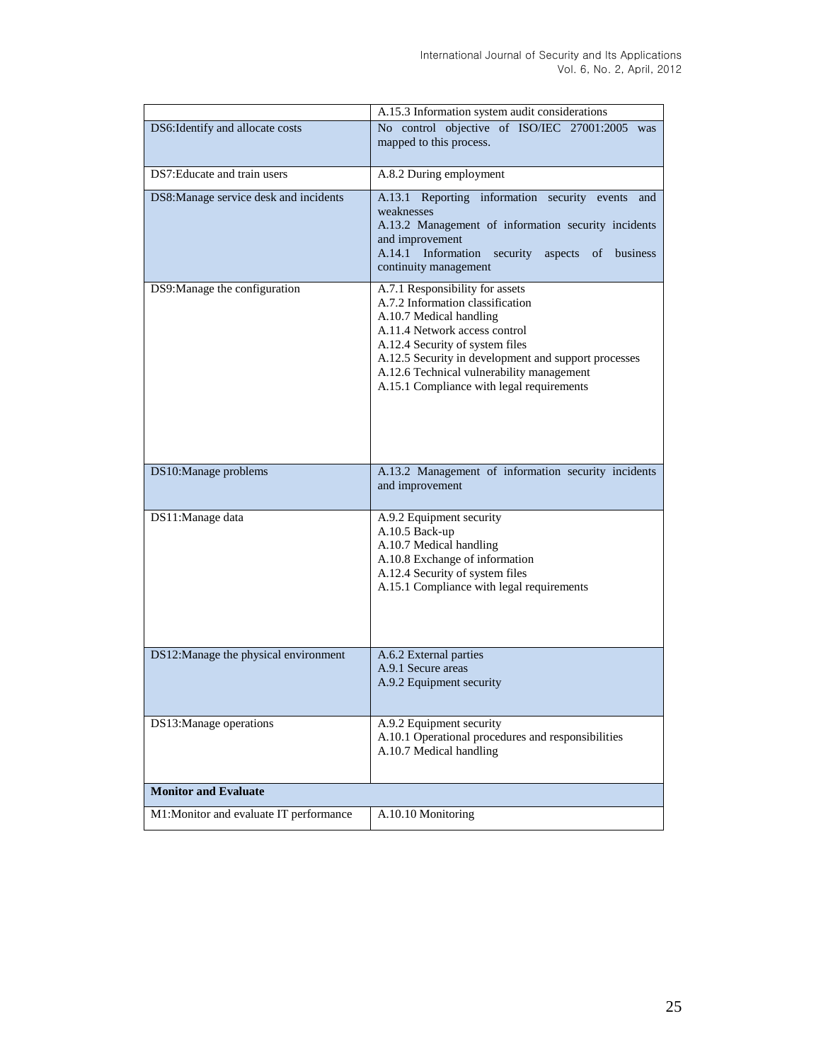| | |
|---|---|
| | A.15.3 Information system audit considerations |
| DS6:Identify and allocate costs | No control objective of ISO/IEC 27001:2005 was mapped to this process. |
| DS7:Educate and train users | A.8.2 During employment |
| DS8:Manage service desk and incidents | A.13.1 Reporting information security events and weaknesses<br>A.13.2 Management of information security incidents and improvement<br>A.14.1 Information security aspects of business continuity management |
| DS9:Manage the configuration | A.7.1 Responsibility for assets<br>A.7.2 Information classification<br>A.10.7 Medical handling<br>A.11.4 Network access control<br>A.12.4 Security of system files<br>A.12.5 Security in development and support processes<br>A.12.6 Technical vulnerability management<br>A.15.1 Compliance with legal requirements |
| DS10:Manage problems | A.13.2 Management of information security incidents and improvement |
| DS11:Manage data | A.9.2 Equipment security<br>A.10.5 Back-up<br>A.10.7 Medical handling<br>A.10.8 Exchange of information<br>A.12.4 Security of system files<br>A.15.1 Compliance with legal requirements |
| DS12:Manage the physical environment | A.6.2 External parties<br>A.9.1 Secure areas<br>A.9.2 Equipment security |
| DS13:Manage operations | A.9.2 Equipment security<br>A.10.1 Operational procedures and responsibilities<br>A.10.7 Medical handling |
| **Monitor and Evaluate** | |
| M1:Monitor and evaluate IT performance | A.10.10 Monitoring |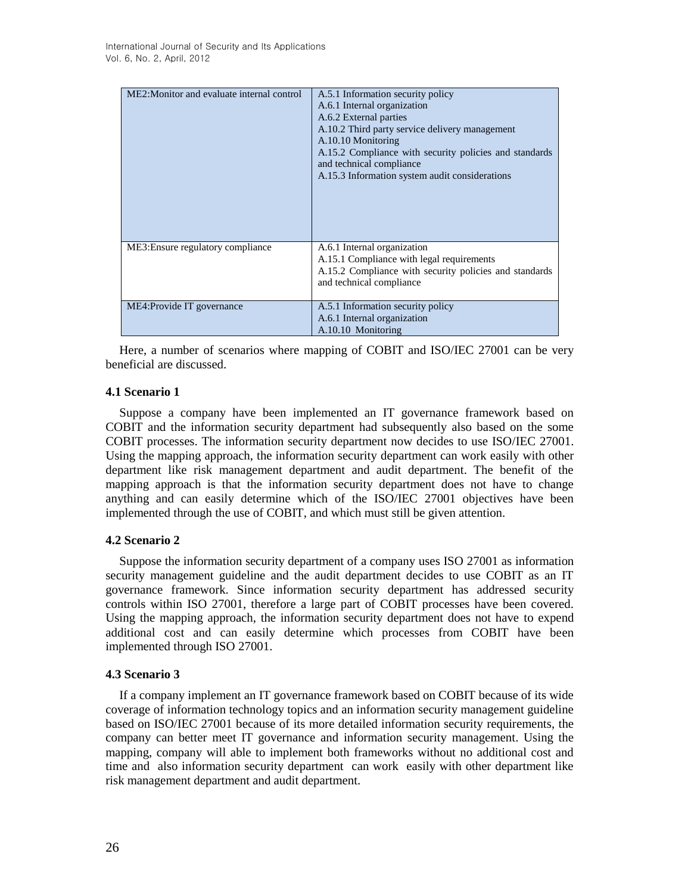| | |
|---|---|
| ME2:Monitor and evaluate internal control | A.5.1 Information security policy<br>A.6.1 Internal organization<br>A.6.2 External parties<br>A.10.2 Third party service delivery management<br>A.10.10 Monitoring<br>A.15.2 Compliance with security policies and standards and technical compliance<br>A.15.3 Information system audit considerations |
| ME3:Ensure regulatory compliance | A.6.1 Internal organization<br>A.15.1 Compliance with legal requirements<br>A.15.2 Compliance with security policies and standards and technical compliance |
| ME4:Provide IT governance | A.5.1 Information security policy<br>A.6.1 Internal organization<br>A.10.10 Monitoring |

Here, a number of scenarios where mapping of COBIT and ISO/IEC 27001 can be very beneficial are discussed.

### 4.1 Scenario 1

Suppose a company have been implemented an IT governance framework based on COBIT and the information security department had subsequently also based on the some COBIT processes. The information security department now decides to use ISO/IEC 27001. Using the mapping approach, the information security department can work easily with other department like risk management department and audit department. The benefit of the mapping approach is that the information security department does not have to change anything and can easily determine which of the ISO/IEC 27001 objectives have been implemented through the use of COBIT, and which must still be given attention.

### 4.2 Scenario 2

Suppose the information security department of a company uses ISO 27001 as information security management guideline and the audit department decides to use COBIT as an IT governance framework. Since information security department has addressed security controls within ISO 27001, therefore a large part of COBIT processes have been covered. Using the mapping approach, the information security department does not have to expend additional cost and can easily determine which processes from COBIT have been implemented through ISO 27001.

### 4.3 Scenario 3

If a company implement an IT governance framework based on COBIT because of its wide coverage of information technology topics and an information security management guideline based on ISO/IEC 27001 because of its more detailed information security requirements, the company can better meet IT governance and information security management. Using the mapping, company will able to implement both frameworks without no additional cost and time and also information security department can work easily with other department like risk management department and audit department.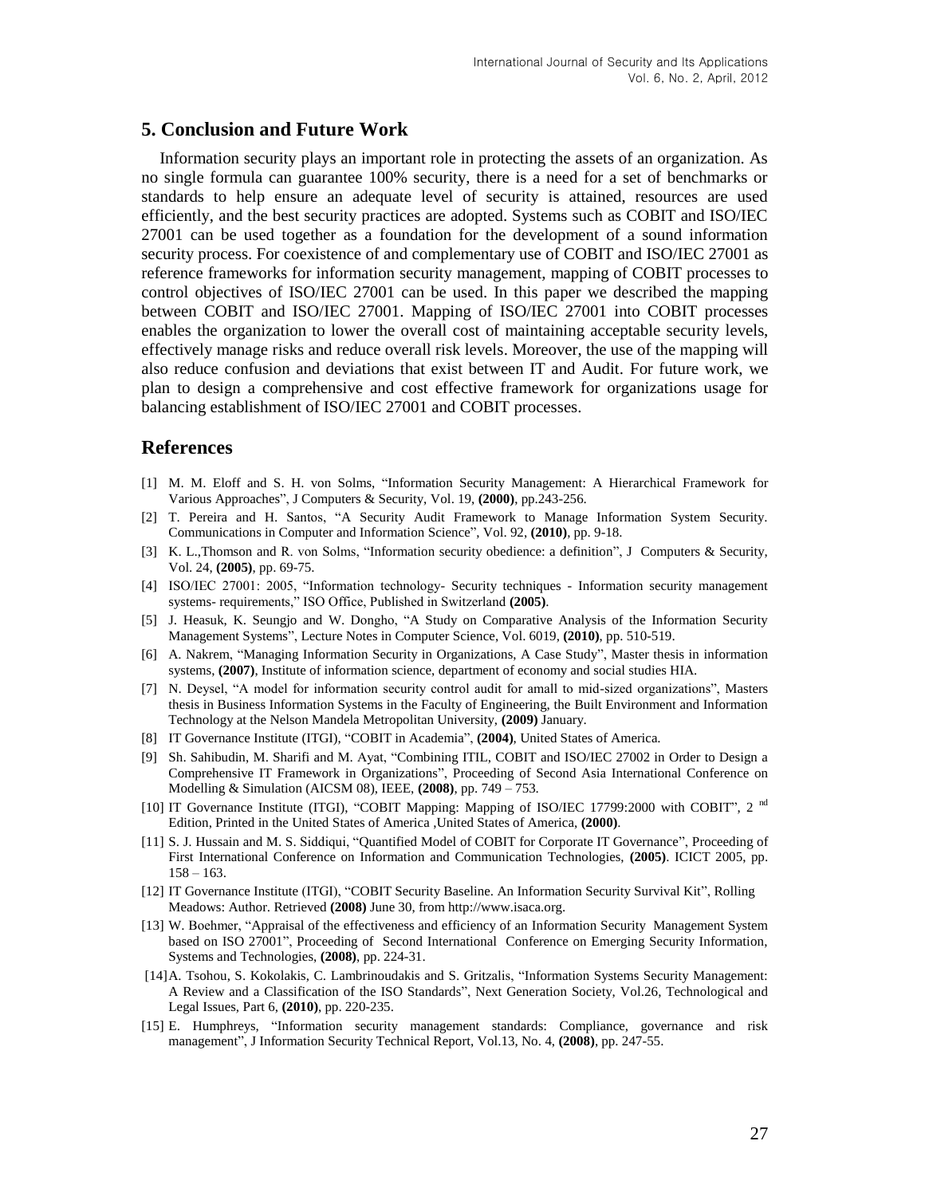## 5. Conclusion and Future Work

Information security plays an important role in protecting the assets of an organization. As no single formula can guarantee 100% security, there is a need for a set of benchmarks or standards to help ensure an adequate level of security is attained, resources are used efficiently, and the best security practices are adopted. Systems such as COBIT and ISO/IEC 27001 can be used together as a foundation for the development of a sound information security process. For coexistence of and complementary use of COBIT and ISO/IEC 27001 as reference frameworks for information security management, mapping of COBIT processes to control objectives of ISO/IEC 27001 can be used. In this paper we described the mapping between COBIT and ISO/IEC 27001. Mapping of ISO/IEC 27001 into COBIT processes enables the organization to lower the overall cost of maintaining acceptable security levels, effectively manage risks and reduce overall risk levels. Moreover, the use of the mapping will also reduce confusion and deviations that exist between IT and Audit. For future work, we plan to design a comprehensive and cost effective framework for organizations usage for balancing establishment of ISO/IEC 27001 and COBIT processes.

## References

[1] M. M. Eloff and S. H. von Solms, "Information Security Management: A Hierarchical Framework for Various Approaches", J Computers & Security, Vol. 19, **(2000)**, pp.243-256.

[2] T. Pereira and H. Santos, "A Security Audit Framework to Manage Information System Security. Communications in Computer and Information Science", Vol. 92, **(2010)**, pp. 9-18.

[3] K. L.,Thomson and R. von Solms, "Information security obedience: a definition", J Computers & Security, Vol. 24, **(2005)**, pp. 69-75.

[4] ISO/IEC 27001: 2005, "Information technology- Security techniques - Information security management systems- requirements," ISO Office, Published in Switzerland **(2005)**.

[5] J. Heasuk, K. Seungjo and W. Dongho, "A Study on Comparative Analysis of the Information Security Management Systems", Lecture Notes in Computer Science, Vol. 6019, **(2010)**, pp. 510-519.

[6] A. Nakrem, "Managing Information Security in Organizations, A Case Study", Master thesis in information systems, **(2007)**, Institute of information science, department of economy and social studies HIA.

[7] N. Deysel, "A model for information security control audit for amall to mid-sized organizations", Masters thesis in Business Information Systems in the Faculty of Engineering, the Built Environment and Information Technology at the Nelson Mandela Metropolitan University, **(2009)** January.

[8] IT Governance Institute (ITGI), "COBIT in Academia", **(2004)**, United States of America.

[9] Sh. Sahibudin, M. Sharifi and M. Ayat, "Combining ITIL, COBIT and ISO/IEC 27002 in Order to Design a Comprehensive IT Framework in Organizations", Proceeding of Second Asia International Conference on Modelling & Simulation (AICSM 08), IEEE, **(2008)**, pp. 749 – 753.

[10] IT Governance Institute (ITGI), "COBIT Mapping: Mapping of ISO/IEC 17799:2000 with COBIT", 2 nd Edition, Printed in the United States of America ,United States of America, **(2000)**.

[11] S. J. Hussain and M. S. Siddiqui, "Quantified Model of COBIT for Corporate IT Governance", Proceeding of First International Conference on Information and Communication Technologies, **(2005)**. ICICT 2005, pp. 158 – 163.

[12] IT Governance Institute (ITGI), "COBIT Security Baseline. An Information Security Survival Kit", Rolling Meadows: Author. Retrieved **(2008)** June 30, from http://www.isaca.org.

[13] W. Boehmer, "Appraisal of the effectiveness and efficiency of an Information Security Management System based on ISO 27001", Proceeding of Second International Conference on Emerging Security Information, Systems and Technologies, **(2008)**, pp. 224-31.

[14] A. Tsohou, S. Kokolakis, C. Lambrinoudakis and S. Gritzalis, "Information Systems Security Management: A Review and a Classification of the ISO Standards", Next Generation Society, Vol.26, Technological and Legal Issues, Part 6, **(2010)**, pp. 220-235.

[15] E. Humphreys, "Information security management standards: Compliance, governance and risk management", J Information Security Technical Report, Vol.13, No. 4, **(2008)**, pp. 247-55.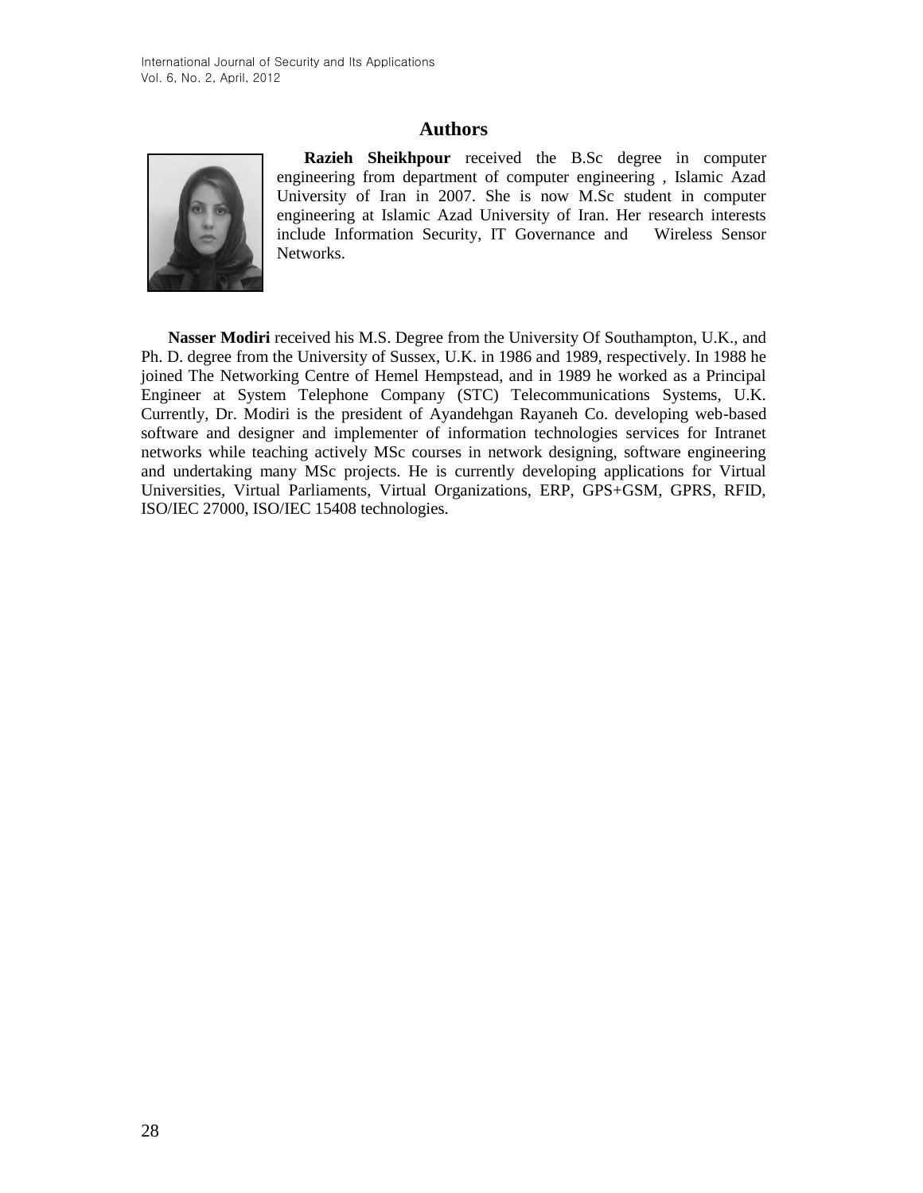## Authors

**Razieh Sheikhpour** received the B.Sc degree in computer engineering from department of computer engineering , Islamic Azad University of Iran in 2007. She is now M.Sc student in computer engineering at Islamic Azad University of Iran. Her research interests include Information Security, IT Governance and Wireless Sensor Networks.

**Nasser Modiri** received his M.S. Degree from the University Of Southampton, U.K., and Ph. D. degree from the University of Sussex, U.K. in 1986 and 1989, respectively. In 1988 he joined The Networking Centre of Hemel Hempstead, and in 1989 he worked as a Principal Engineer at System Telephone Company (STC) Telecommunications Systems, U.K. Currently, Dr. Modiri is the president of Ayandehgan Rayaneh Co. developing web-based software and designer and implementer of information technologies services for Intranet networks while teaching actively MSc courses in network designing, software engineering and undertaking many MSc projects. He is currently developing applications for Virtual Universities, Virtual Parliaments, Virtual Organizations, ERP, GPS+GSM, GPRS, RFID, ISO/IEC 27000, ISO/IEC 15408 technologies.